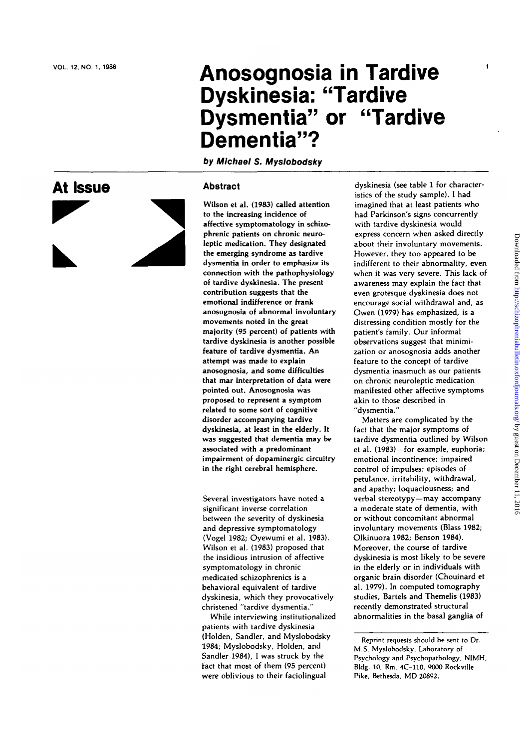# Anosognosia in Tardive Dyskinesia: "Tardive Dysmentia" or "Tardive Dementia"?

**by Michael S. Myslobodsky**

**At Issue**

## Abstract

Wilson et al. (1983) called attention to the increasing incidence of affective symptomatology in schizophrenic patients on chronic neuroleptic medication. They designated the emerging syndrome as tardive dysmentia in order to emphasize its connection with the pathophysiology of tardive dyskinesia. The present contribution suggests that the emotional indifference or frank anosognosia of abnormal involuntary movements noted in the great majority (95 percent) of patients with tardive dyskinesia is another possible feature of tardive dysmentia. An attempt was made to explain anosognosia, and some difficulties that mar interpretation of data were pointed out. Anosognosia was proposed to represent a symptom related to some sort of cognitive disorder accompanying tardive dyskinesia, at least in the elderly. It was suggested that dementia may be associated with a predominant impairment of dopaminergic circuitry in the right cerebral hemisphere.

Several investigators have noted a significant inverse correlation between the severity of dyskinesia and depressive symptomatology (Vogel 1982; Oyewumi et al. 1983). Wilson et al. (1983) proposed that the insidious intrusion of affective symptomatology in chronic medicated schizophrenics is a behavioral equivalent of tardive dyskinesia, which they provocatively christened "tardive dysmentia."

While interviewing institutionalized patients with tardive dyskinesia (Holden, Sandler, and Myslobodsky 1984; Myslobodsky, Holden, and Sandler 1984), I was struck by the fact that most of them (95 percent) were oblivious to their faciolingual dyskinesia (see table 1 for characteristics of the study sample). I had imagined that at least patients who had Parkinson's signs concurrently with tardive dyskinesia would express concern when asked directly about their involuntary movements. However, they too appeared to be indifferent to their abnormality, even when it was very severe. This lack of awareness may explain the fact that even grotesque dyskinesia does not encourage social withdrawal and, as Owen (1979) has emphasized, is a distressing condition mostly for the patient's family. Our informal observations suggest that minimization or anosognosia adds another feature to the concept of tardive dysmentia inasmuch as our patients on chronic neuroleptic medication manifested other affective symptoms akin to those described in "dysmentia."

Matters are complicated by the fact that the major symptoms of tardive dysmentia outlined by Wilson et al. (1983)—for example, euphoria; emotional incontinence; impaired control of impulses; episodes of petulance, irritability, withdrawal, and apathy; loquaciousness; and verbal stereotypy—may accompany a moderate state of dementia, with or without concomitant abnormal involuntary movements (Blass 1982; Olkinuora 1982; Benson 1984). Moreover, the course of tardive dyskinesia is most likely to be severe in the elderly or in individuals with organic brain disorder (Chouinard et al. 1979). In computed tomography studies, Bartels and Themelis (1983) recently demonstrated structural abnormalities in the basal ganglia of

Reprint requests should be sent to Dr. M.S. Myslobodsky, Laboratory of Psychology and Psychopathology, NIMH, Bldg. 10, Rm. 4C-110, 9000 Rockville Pike, Bethesda, MD 20892.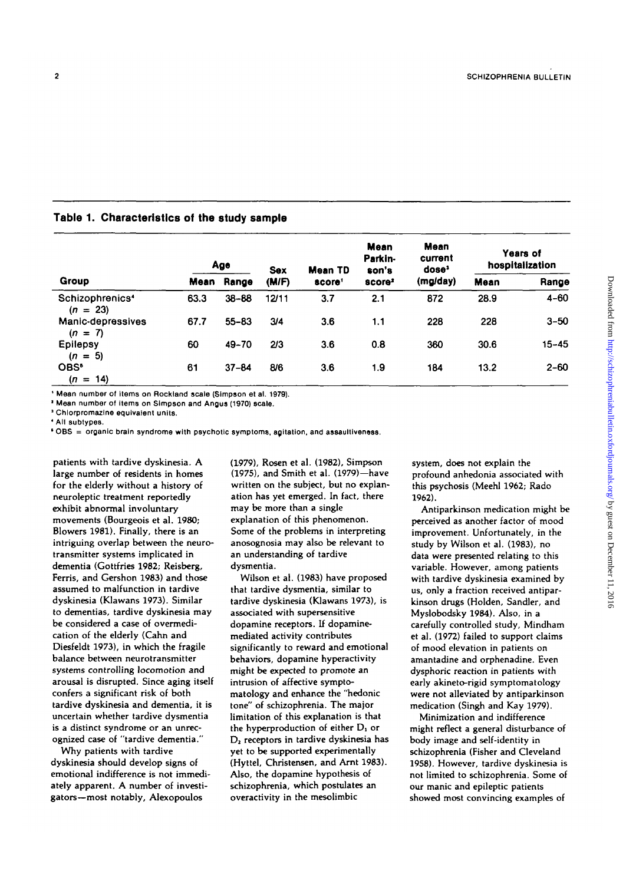**Table 1. Characteristics of the study sample**

| Group | Age | | Sex (M/F) | Mean TD score[1] | Mean Parkinson's score[2] | Mean current dose[3] (mg/day) | Years of hospitalization | |
|---|---|---|---|---|---|---|---|---|
| | Mean | Range | | | | | Mean | Range |
| Schizophrenics[4] (n = 23) | 63.3 | 38–88 | 12/11 | 3.7 | 2.1 | 872 | 28.9 | 4–60 |
| Manic-depressives (n = 7) | 67.7 | 55–83 | 3/4 | 3.6 | 1.1 | 228 | 228 | 3–50 |
| Epilepsy (n = 5) | 60 | 49–70 | 2/3 | 3.6 | 0.8 | 360 | 30.6 | 15–45 |
| OBS[5] (n = 14) | 61 | 37–84 | 8/6 | 3.6 | 1.9 | 184 | 13.2 | 2–60 |

[1] Mean number of items on Rockland scale (Simpson et al. 1979).
[2] Mean number of items on Simpson and Angus (1970) scale.
[3] Chlorpromazine equivalent units.
[4] All subtypes.
[5] OBS = organic brain syndrome with psychotic symptoms, agitation, and assaultiveness.

patients with tardive dyskinesia. A large number of residents in homes for the elderly without a history of neuroleptic treatment reportedly exhibit abnormal involuntary movements (Bourgeois et al. 1980; Blowers 1981). Finally, there is an intriguing overlap between the neurotransmitter systems implicated in dementia (Gottfries 1982; Reisberg, Ferris, and Gershon 1983) and those assumed to malfunction in tardive dyskinesia (Klawans 1973). Similar to dementias, tardive dyskinesia may be considered a case of overmedication of the elderly (Cahn and Diesfeldt 1973), in which the fragile balance between neurotransmitter systems controlling locomotion and arousal is disrupted. Since aging itself confers a significant risk of both tardive dyskinesia and dementia, it is uncertain whether tardive dysmentia is a distinct syndrome or an unrecognized case of "tardive dementia."

Why patients with tardive dyskinesia should develop signs of emotional indifference is not immediately apparent. A number of investigators—most notably, Alexopoulos (1979), Rosen et al. (1982), Simpson (1975), and Smith et al. (1979)—have written on the subject, but no explanation has yet emerged. In fact, there may be more than a single explanation of this phenomenon. Some of the problems in interpreting anosognosia may also be relevant to an understanding of tardive dysmentia.

Wilson et al. (1983) have proposed that tardive dysmentia, similar to tardive dyskinesia (Klawans 1973), is associated with supersensitive dopamine receptors. If dopamine-mediated activity contributes significantly to reward and emotional behaviors, dopamine hyperactivity might be expected to promote an intrusion of affective symptomatology and enhance the "hedonic tone" of schizophrenia. The major limitation of this explanation is that the hyperproduction of either $D_1$ or $D_2$ receptors in tardive dyskinesia has yet to be supported experimentally (Hyttel, Christensen, and Arnt 1983). Also, the dopamine hypothesis of schizophrenia, which postulates an overactivity in the mesolimbic system, does not explain the profound anhedonia associated with this psychosis (Meehl 1962; Rado 1962).

Antiparkinson medication might be perceived as another factor of mood improvement. Unfortunately, in the study by Wilson et al. (1983), no data were presented relating to this variable. However, among patients with tardive dyskinesia examined by us, only a fraction received antiparkinson drugs (Holden, Sandler, and Myslobodsky 1984). Also, in a carefully controlled study, Mindham et al. (1972) failed to support claims of mood elevation in patients on amantadine and orphenadine. Even dysphoric reaction in patients with early akineto-rigid symptomatology were not alleviated by antiparkinson medication (Singh and Kay 1979).

Minimization and indifference might reflect a general disturbance of body image and self-identity in schizophrenia (Fisher and Cleveland 1958). However, tardive dyskinesia is not limited to schizophrenia. Some of our manic and epileptic patients showed most convincing examples of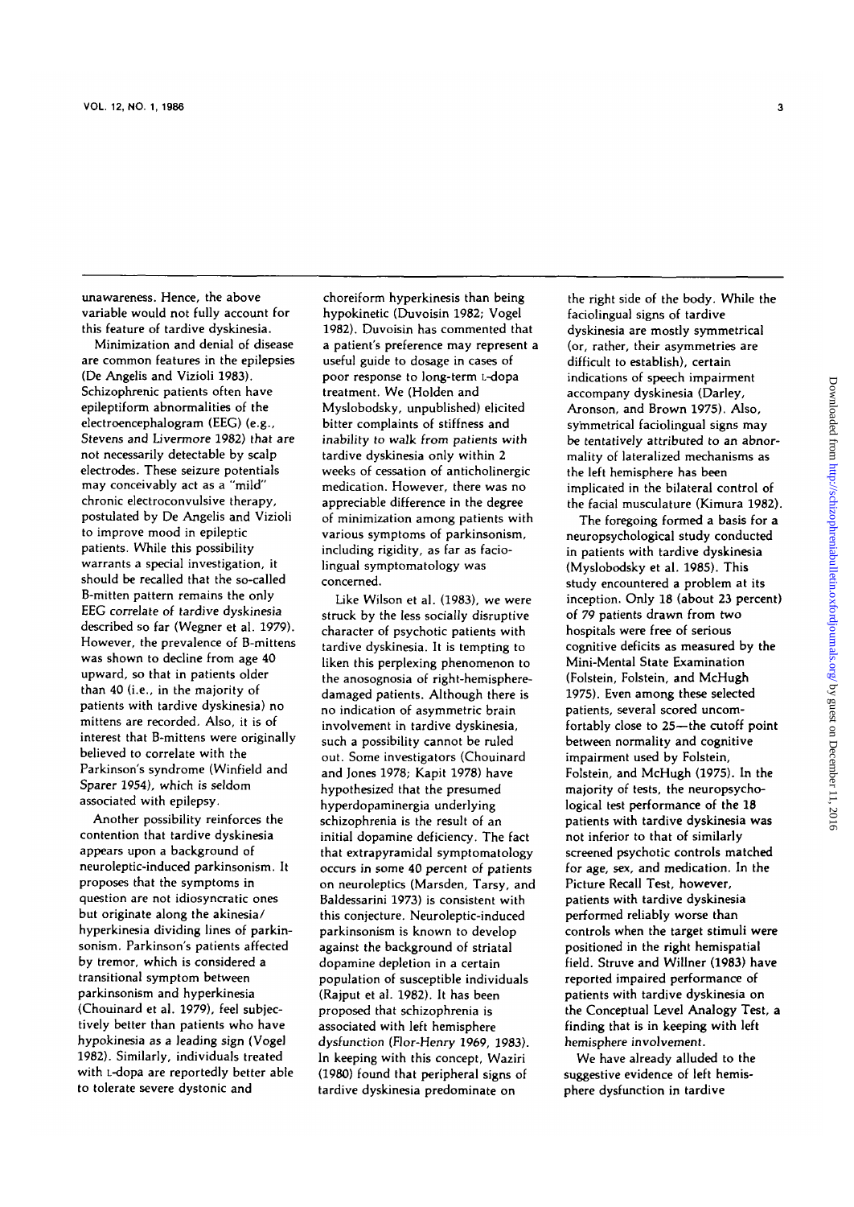unawareness. Hence, the above variable would not fully account for this feature of tardive dyskinesia.

Minimization and denial of disease are common features in the epilepsies (De Angelis and Vizioli 1983). Schizophrenic patients often have epileptiform abnormalities of the electroencephalogram (EEG) (e.g., Stevens and Livermore 1982) that are not necessarily detectable by scalp electrodes. These seizure potentials may conceivably act as a "mild" chronic electroconvulsive therapy, postulated by De Angelis and Vizioli to improve mood in epileptic patients. While this possibility warrants a special investigation, it should be recalled that the so-called B-mitten pattern remains the only EEG correlate of tardive dyskinesia described so far (Wegner et al. 1979). However, the prevalence of B-mittens was shown to decline from age 40 upward, so that in patients older than 40 (i.e., in the majority of patients with tardive dyskinesia) no mittens are recorded. Also, it is of interest that B-mittens were originally believed to correlate with the Parkinson's syndrome (Winfield and Sparer 1954), which is seldom associated with epilepsy.

Another possibility reinforces the contention that tardive dyskinesia appears upon a background of neuroleptic-induced parkinsonism. It proposes that the symptoms in question are not idiosyncratic ones but originate along the akinesia/hyperkinesia dividing lines of parkinsonism. Parkinson's patients affected by tremor, which is considered a transitional symptom between parkinsonism and hyperkinesia (Chouinard et al. 1979), feel subjectively better than patients who have hypokinesia as a leading sign (Vogel 1982). Similarly, individuals treated with L-dopa are reportedly better able to tolerate severe dystonic and choreiform hyperkinesis than being hypokinetic (Duvoisin 1982; Vogel 1982). Duvoisin has commented that a patient's preference may represent a useful guide to dosage in cases of poor response to long-term L-dopa treatment. We (Holden and Myslobodsky, unpublished) elicited bitter complaints of stiffness and *inability to walk from patients with* tardive dyskinesia only within 2 weeks of cessation of anticholinergic medication. However, there was no appreciable difference in the degree of minimization among patients with various symptoms of parkinsonism, including rigidity, as far as faciolingual symptomatology was concerned.

Like Wilson et al. (1983), we were struck by the less socially disruptive character of psychotic patients with tardive dyskinesia. It is tempting to liken this perplexing phenomenon to the anosognosia of right-hemisphere-damaged patients. Although there is no indication of asymmetric brain involvement in tardive dyskinesia, such a possibility cannot be ruled out. Some investigators (Chouinard and Jones 1978; Kapit 1978) have hypothesized that the presumed hyperdopaminergia underlying schizophrenia is the result of an initial dopamine deficiency. The fact that extrapyramidal symptomatology occurs in some 40 percent of patients on neuroleptics (Marsden, Tarsy, and Baldessarini 1973) is consistent with this conjecture. Neuroleptic-induced parkinsonism is known to develop against the background of striatal dopamine depletion in a certain population of susceptible individuals (Rajput et al. 1982). It has been proposed that schizophrenia is associated with left hemisphere dysfunction (Flor-Henry 1969, 1983). In keeping with this concept, Waziri (1980) found that peripheral signs of tardive dyskinesia predominate on the right side of the body. While the faciolingual signs of tardive dyskinesia are mostly symmetrical (or, rather, their asymmetries are difficult to establish), certain indications of speech impairment accompany dyskinesia (Darley, Aronson, and Brown 1975). Also, symmetrical faciolingual signs may be tentatively attributed to an abnormality of lateralized mechanisms as the left hemisphere has been implicated in the bilateral control of the facial musculature (Kimura 1982).

The foregoing formed a basis for a neuropsychological study conducted in patients with tardive dyskinesia (Myslobodsky et al. 1985). This study encountered a problem at its inception. Only 18 (about 23 percent) of 79 patients drawn from two hospitals were free of serious cognitive deficits as measured by the Mini-Mental State Examination (Folstein, Folstein, and McHugh 1975). Even among these selected patients, several scored uncomfortably close to 25—the cutoff point between normality and cognitive impairment used by Folstein, Folstein, and McHugh (1975). In the majority of tests, the neuropsychological test performance of the 18 patients with tardive dyskinesia was not inferior to that of similarly screened psychotic controls matched for age, sex, and medication. In the Picture Recall Test, however, patients with tardive dyskinesia performed reliably worse than controls when the target stimuli were positioned in the right hemispatial field. Struve and Willner (1983) have reported impaired performance of patients with tardive dyskinesia on the Conceptual Level Analogy Test, a finding that is in keeping with left hemisphere involvement.

We have already alluded to the suggestive evidence of left hemisphere dysfunction in tardive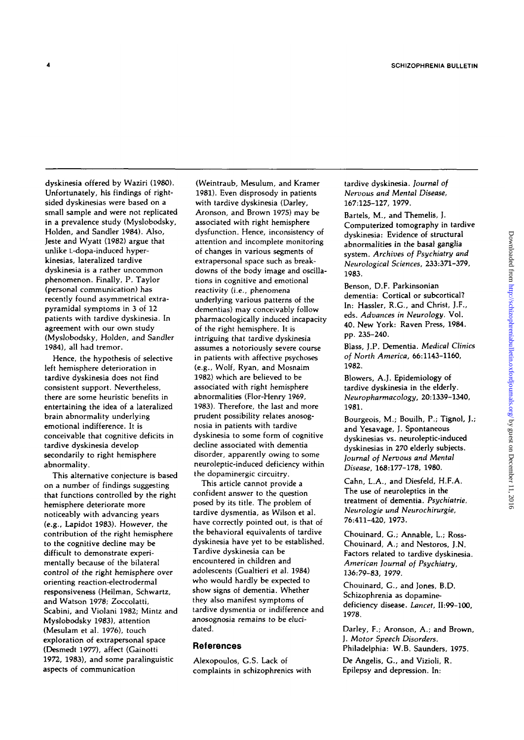dyskinesia offered by Waziri (1980). Unfortunately, his findings of right-sided dyskinesias were based on a small sample and were not replicated in a prevalence study (Myslobodsky, Holden, and Sandler 1984). Also, Jeste and Wyatt (1982) argue that unlike L-dopa-induced hyperkinesias, lateralized tardive dyskinesia is a rather uncommon phenomenon. Finally, P. Taylor (personal communication) has recently found asymmetrical extrapyramidal symptoms in 3 of 12 patients with tardive dyskinesia. In agreement with our own study (Myslobodsky, Holden, and Sandler 1984), all had tremor.

Hence, the hypothesis of selective left hemisphere deterioration in tardive dyskinesia does not find consistent support. Nevertheless, there are some heuristic benefits in entertaining the idea of a lateralized brain abnormality underlying emotional indifference. It is conceivable that cognitive deficits in tardive dyskinesia develop secondarily to right hemisphere abnormality.

This alternative conjecture is based on a number of findings suggesting that functions controlled by the right hemisphere deteriorate more noticeably with advancing years (e.g., Lapidot 1983). However, the contribution of the right hemisphere to the cognitive decline may be difficult to demonstrate experimentally because of the bilateral control of the right hemisphere over orienting reaction-electrodermal responsiveness (Heilman, Schwartz, and Watson 1978; Zoccolatti, Scabini, and Violani 1982; Mintz and Myslobodsky 1983), attention (Mesulam et al. 1976), touch exploration of extrapersonal space (Desmedt 1977), affect (Gainotti 1972, 1983), and some paralinguistic aspects of communication (Weintraub, Mesulum, and Kramer 1981). Even disprosody in patients with tardive dyskinesia (Darley, Aronson, and Brown 1975) may be associated with right hemisphere dysfunction. Hence, inconsistency of attention and incomplete monitoring of changes in various segments of extrapersonal space such as breakdowns of the body image and oscillations in cognitive and emotional reactivity (i.e., phenomena underlying various patterns of the dementias) may conceivably follow pharmacologically induced incapacity of the right hemisphere. It is intriguing that tardive dyskinesia assumes a notoriously severe course in patients with affective psychoses (e.g., Wolf, Ryan, and Mosnaim 1982) which are believed to be associated with right hemisphere abnormalities (Flor-Henry 1969, 1983). Therefore, the last and more prudent possibility relates anosognosia in patients with tardive dyskinesia to some form of cognitive decline associated with dementia disorder, apparently owing to some neuroleptic-induced deficiency within the dopaminergic circuitry.

This article cannot provide a confident answer to the question posed by its title. The problem of tardive dysmentia, as Wilson et al. have correctly pointed out, is that of the behavioral equivalents of tardive dyskinesia have yet to be established. Tardive dyskinesia can be encountered in children and adolescents (Gualtieri et al. 1984) who would hardly be expected to show signs of dementia. Whether they also manifest symptoms of tardive dysmentia or indifference and anosognosia remains to be elucidated.

## References

Alexopoulos, G.S. Lack of complaints in schizophrenics with tardive dyskinesia. *Journal of Nervous and Mental Disease*, 167:125–127, 1979.

Bartels, M., and Themelis, J. Computerized tomography in tardive dyskinesia: Evidence of structural abnormalities in the basal ganglia system. *Archives of Psychiatry and Neurological Sciences*, 233:371–379, 1983.

Benson, D.F. Parkinsonian dementia: Cortical or subcortical? In: Hassler, R.G., and Christ, J.F., eds. *Advances in Neurology*. Vol. 40. New York: Raven Press, 1984. pp. 235–240.

Blass, J.P. Dementia. *Medical Clinics of North America*, 66:1143–1160, 1982.

Blowers, A.J. Epidemiology of tardive dyskinesia in the elderly. *Neuropharmacology*, 20:1339–1340, 1981.

Bourgeois, M.; Bouilh, P.; Tignol, J.; and Yesavage, J. Spontaneous dyskinesias vs. neuroleptic-induced dyskinesias in 270 elderly subjects. *Journal of Nervous and Mental Disease*, 168:177–178, 1980.

Cahn, L.A., and Diesfeld, H.F.A. The use of neuroleptics in the treatment of dementia. *Psychiatrie, Neurologie und Neurochirurgie*, 76:411–420, 1973.

Chouinard, G.; Annable, L.; Ross-Chouinard, A.; and Nestoros, J.N. Factors related to tardive dyskinesia. *American Journal of Psychiatry*, 136:79–83, 1979.

Chouinard, G., and Jones, B.D. Schizophrenia as dopamine-deficiency disease. *Lancet*, II:99–100, 1978.

Darley, F.; Aronson, A.; and Brown, J. *Motor Speech Disorders*. Philadelphia: W.B. Saunders, 1975.

De Angelis, G., and Vizioli, R. Epilepsy and depression. In: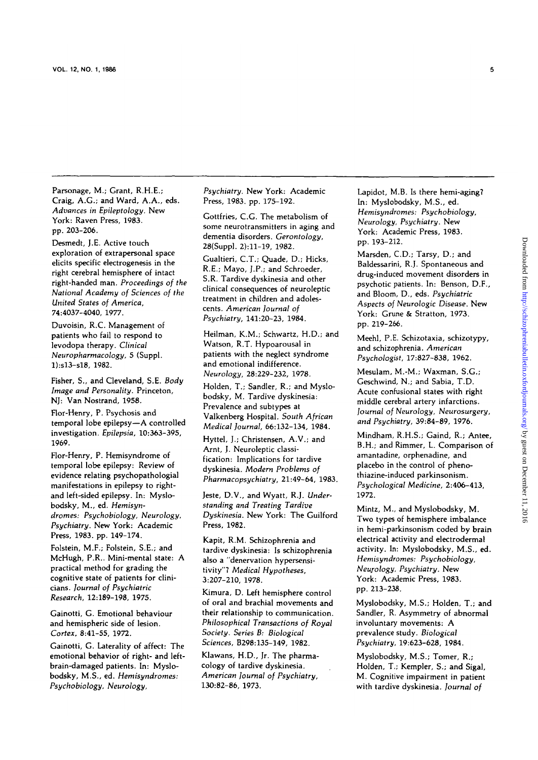Parsonage, M.; Grant, R.H.E.; Craig, A.G.; and Ward, A.A., eds. *Advances in Epileptology*. New York: Raven Press, 1983. pp. 203-206.

Desmedt, J.E. Active touch exploration of extrapersonal space elicits specific electrogenesis in the right cerebral hemisphere of intact right-handed man. *Proceedings of the National Academy of Sciences of the United States of America*, 74:4037-4040, 1977.

Duvoisin, R.C. Management of patients who fail to respond to levodopa therapy. *Clinical Neuropharmacology*, 5 (Suppl. 1):s13-s18, 1982.

Fisher, S., and Cleveland, S.E. *Body Image and Personality*. Princeton, NJ: Van Nostrand, 1958.

Flor-Henry, P. Psychosis and temporal lobe epilepsy—A controlled investigation. *Epilepsia*, 10:363-395, 1969.

Flor-Henry, P. Hemisyndrome of temporal lobe epilepsy: Review of evidence relating psychopathologial manifestations in epilepsy to right- and left-sided epilepsy. In: Myslobodsky, M., ed. *Hemisyndromes: Psychobiology, Neurology, Psychiatry*. New York: Academic Press, 1983. pp. 149-174.

Folstein, M.F.; Folstein, S.E.; and McHugh, P.R.. Mini-mental state: A practical method for grading the cognitive state of patients for clinicians. *Journal of Psychiatric Research*, 12:189-198, 1975.

Gainotti, G. Emotional behaviour and hemispheric side of lesion. *Cortex*, 8:41-55, 1972.

Gainotti, G. Laterality of affect: The emotional behavior of right- and left-brain-damaged patients. In: Myslobodsky, M.S., ed. *Hemisyndromes: Psychobiology, Neurology, Psychiatry*. New York: Academic Press, 1983. pp. 175-192.

Gottfries, C.G. The metabolism of some neurotransmitters in aging and dementia disorders. *Gerontology*, 28(Suppl. 2):11-19, 1982.

Gualtieri, C.T.; Quade, D.; Hicks, R.E.; Mayo, J.P.; and Schroeder, S.R. Tardive dyskinesia and other clinical consequences of neuroleptic treatment in children and adolescents. *American Journal of Psychiatry*, 141:20-23, 1984.

Heilman, K.M.; Schwartz, H.D.; and Watson, R.T. Hypoarousal in patients with the neglect syndrome and emotional indifference. *Neurology*, 28:229-232, 1978.

Holden, T.; Sandler, R.; and Myslobodsky, M. Tardive dyskinesia: Prevalence and subtypes at Valkenberg Hospital. *South African Medical Journal*, 66:132-134, 1984.

Hyttel, J.; Christensen, A.V.; and Arnt, J. Neuroleptic classification: Implications for tardive dyskinesia. *Modern Problems of Pharmacopsychiatry*, 21:49-64, 1983.

Jeste, D.V., and Wyatt, R.J. *Understanding and Treating Tardive Dyskinesia*. New York: The Guilford Press, 1982.

Kapit, R.M. Schizophrenia and tardive dyskinesia: Is schizophrenia also a "denervation hypersensitivity"? *Medical Hypotheses*, 3:207-210, 1978.

Kimura, D. Left hemisphere control of oral and brachial movements and their relationship to communication. *Philosophical Transactions of Royal Society. Series B: Biological Sciences*, B298:135-149, 1982.

Klawans, H.D., Jr. The pharmacology of tardive dyskinesia. *American Journal of Psychiatry*, 130:82-86, 1973.

Lapidot, M.B. Is there hemi-aging? In: Myslobodsky, M.S., ed. *Hemisyndromes: Psychobiology, Neurology, Psychiatry*. New York: Academic Press, 1983. pp. 193-212.

Marsden, C.D.; Tarsy, D.; and Baldessarini, R.J. Spontaneous and drug-induced movement disorders in psychotic patients. In: Benson, D.F., and Bloom, D., eds. *Psychiatric Aspects of Neurologic Disease*. New York: Grune & Stratton, 1973. pp. 219-266.

Meehl, P.E. Schizotaxia, schizotypy, and schizophrenia. *American Psychologist*, 17:827-838, 1962.

Mesulam, M.-M.; Waxman, S.G.; Geschwind, N.; and Sabia, T.D. Acute confusional states with right middle cerebral artery infarctions. *Journal of Neurology, Neurosurgery, and Psychiatry*, 39:84-89, 1976.

Mindham, R.H.S.; Gaind, R.; Antee, B.H.; and Rimmer, L. Comparison of amantadine, orphenadine, and placebo in the control of phenothiazine-induced parkinsonism. *Psychological Medicine*, 2:406-413, 1972.

Mintz, M., and Myslobodsky, M. Two types of hemisphere imbalance in hemi-parkinsonism coded by brain electrical activity and electrodermal activity. In: Myslobodsky, M.S., ed. *Hemisyndromes: Psychobiology, Neurology, Psychiatry*. New York: Academic Press, 1983. pp. 213-238.

Myslobodsky, M.S.; Holden, T.; and Sandler, R. Asymmetry of abnormal involuntary movements: A prevalence study. *Biological Psychiatry*, 19:623-628, 1984.

Myslobodsky, M.S.; Tomer, R.; Holden, T.; Kempler, S.; and Sigal, M. Cognitive impairment in patient with tardive dyskinesia. *Journal of*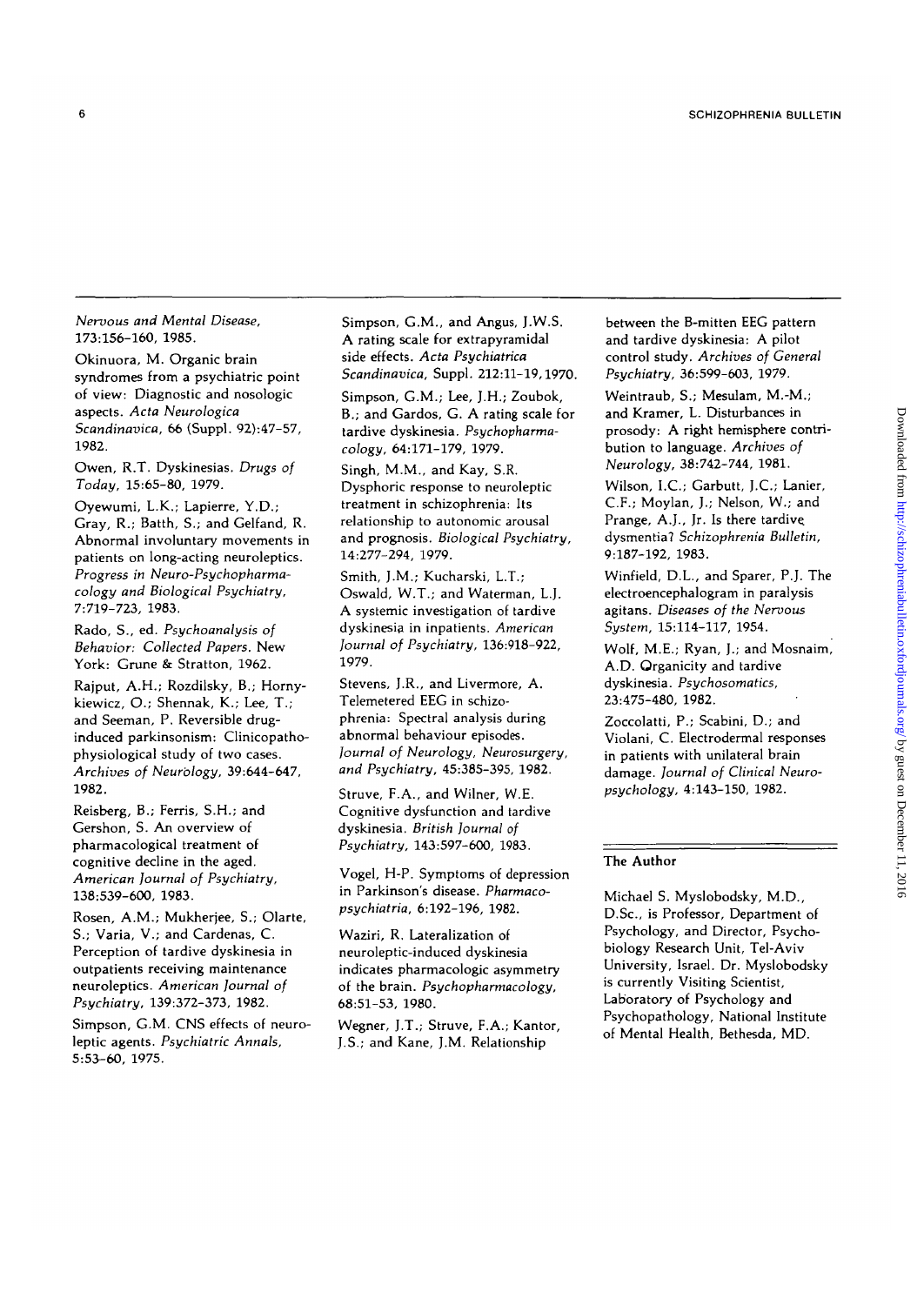*Nervous and Mental Disease*, 173:156–160, 1985.

Okinuora, M. Organic brain syndromes from a psychiatric point of view: Diagnostic and nosologic aspects. *Acta Neurologica Scandinavica*, 66 (Suppl. 92):47–57, 1982.

Owen, R.T. Dyskinesias. *Drugs of Today*, 15:65–80, 1979.

Oyewumi, L.K.; Lapierre, Y.D.; Gray, R.; Batth, S.; and Gelfand, R. Abnormal involuntary movements in patients on long-acting neuroleptics. *Progress in Neuro-Psychopharmacology and Biological Psychiatry*, 7:719–723, 1983.

Rado, S., ed. *Psychoanalysis of Behavior: Collected Papers.* New York: Grune & Stratton, 1962.

Rajput, A.H.; Rozdilsky, B.; Hornykiewicz, O.; Shennak, K.; Lee, T.; and Seeman, P. Reversible drug-induced parkinsonism: Clinicopathophysiological study of two cases. *Archives of Neurology*, 39:644–647, 1982.

Reisberg, B.; Ferris, S.H.; and Gershon, S. An overview of pharmacological treatment of cognitive decline in the aged. *American Journal of Psychiatry*, 138:539–600, 1983.

Rosen, A.M.; Mukherjee, S.; Olarte, S.; Varia, V.; and Cardenas, C. Perception of tardive dyskinesia in outpatients receiving maintenance neuroleptics. *American Journal of Psychiatry*, 139:372–373, 1982.

Simpson, G.M. CNS effects of neuroleptic agents. *Psychiatric Annals*, 5:53–60, 1975.

Simpson, G.M., and Angus, J.W.S. A rating scale for extrapyramidal side effects. *Acta Psychiatrica Scandinavica*, Suppl. 212:11–19, 1970.

Simpson, G.M.; Lee, J.H.; Zoubok, B.; and Gardos, G. A rating scale for tardive dyskinesia. *Psychopharmacology*, 64:171–179, 1979.

Singh, M.M., and Kay, S.R. Dysphoric response to neuroleptic treatment in schizophrenia: Its relationship to autonomic arousal and prognosis. *Biological Psychiatry*, 14:277–294, 1979.

Smith, J.M.; Kucharski, L.T.; Oswald, W.T.; and Waterman, L.J. A systemic investigation of tardive dyskinesia in inpatients. *American Journal of Psychiatry*, 136:918–922, 1979.

Stevens, J.R., and Livermore, A. Telemetered EEG in schizophrenia: Spectral analysis during abnormal behaviour episodes. *Journal of Neurology, Neurosurgery, and Psychiatry*, 45:385–395, 1982.

Struve, F.A., and Wilner, W.E. Cognitive dysfunction and tardive dyskinesia. *British Journal of Psychiatry*, 143:597–600, 1983.

Vogel, H-P. Symptoms of depression in Parkinson's disease. *Pharmacopsychiatria*, 6:192–196, 1982.

Waziri, R. Lateralization of neuroleptic-induced dyskinesia indicates pharmacologic asymmetry of the brain. *Psychopharmacology*, 68:51–53, 1980.

Wegner, J.T.; Struve, F.A.; Kantor, J.S.; and Kane, J.M. Relationship between the B-mitten EEG pattern and tardive dyskinesia: A pilot control study. *Archives of General Psychiatry*, 36:599–603, 1979.

Weintraub, S.; Mesulam, M.-M.; and Kramer, L. Disturbances in prosody: A right hemisphere contribution to language. *Archives of Neurology*, 38:742–744, 1981.

Wilson, I.C.; Garbutt, J.C.; Lanier, C.F.; Moylan, J.; Nelson, W.; and Prange, A.J., Jr. Is there tardive dysmentia? *Schizophrenia Bulletin*, 9:187–192, 1983.

Winfield, D.L., and Sparer, P.J. The electroencephalogram in paralysis agitans. *Diseases of the Nervous System*, 15:114–117, 1954.

Wolf, M.E.; Ryan, J.; and Mosnaim, A.D. Organicity and tardive dyskinesia. *Psychosomatics*, 23:475–480, 1982.

Zoccolatti, P.; Scabini, D.; and Violani, C. Electrodermal responses in patients with unilateral brain damage. *Journal of Clinical Neuropsychology*, 4:143–150, 1982.

## The Author

Michael S. Myslobodsky, M.D., D.Sc., is Professor, Department of Psychology, and Director, Psychobiology Research Unit, Tel-Aviv University, Israel. Dr. Myslobodsky is currently Visiting Scientist, Laboratory of Psychology and Psychopathology, National Institute of Mental Health, Bethesda, MD.